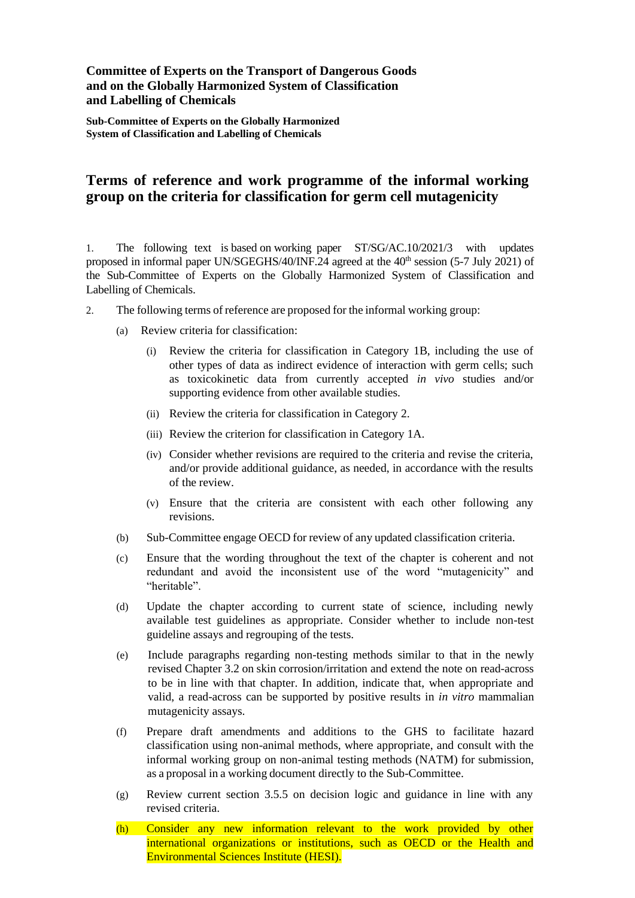**Committee of Experts on the Transport of Dangerous Goods and on the Globally Harmonized System of Classification and Labelling of Chemicals**

**Sub-Committee of Experts on the Globally Harmonized System of Classification and Labelling of Chemicals**

# Terms of reference and work programme of the informal working group on the criteria for classification for germ cell mutagenicity

1. The following text is based on working paper ST/SG/AC.10/2021/3 with updates proposed in informal paper UN/SGEGHS/40/INF.24 agreed at the 40th session (5-7 July 2021) of the Sub-Committee of Experts on the Globally Harmonized System of Classification and Labelling of Chemicals.

2. The following terms of reference are proposed for the informal working group:

   (a) Review criteria for classification:

      (i) Review the criteria for classification in Category 1B, including the use of other types of data as indirect evidence of interaction with germ cells; such as toxicokinetic data from currently accepted *in vivo* studies and/or supporting evidence from other available studies.

      (ii) Review the criteria for classification in Category 2.

      (iii) Review the criterion for classification in Category 1A.

      (iv) Consider whether revisions are required to the criteria and revise the criteria, and/or provide additional guidance, as needed, in accordance with the results of the review.

      (v) Ensure that the criteria are consistent with each other following any revisions.

   (b) Sub-Committee engage OECD for review of any updated classification criteria.

   (c) Ensure that the wording throughout the text of the chapter is coherent and not redundant and avoid the inconsistent use of the word "mutagenicity" and "heritable".

   (d) Update the chapter according to current state of science, including newly available test guidelines as appropriate. Consider whether to include non-test guideline assays and regrouping of the tests.

   (e) Include paragraphs regarding non-testing methods similar to that in the newly revised Chapter 3.2 on skin corrosion/irritation and extend the note on read-across to be in line with that chapter. In addition, indicate that, when appropriate and valid, a read-across can be supported by positive results in *in vitro* mammalian mutagenicity assays.

   (f) Prepare draft amendments and additions to the GHS to facilitate hazard classification using non-animal methods, where appropriate, and consult with the informal working group on non-animal testing methods (NATM) for submission, as a proposal in a working document directly to the Sub-Committee.

   (g) Review current section 3.5.5 on decision logic and guidance in line with any revised criteria.

   (h) Consider any new information relevant to the work provided by other international organizations or institutions, such as OECD or the Health and Environmental Sciences Institute (HESI).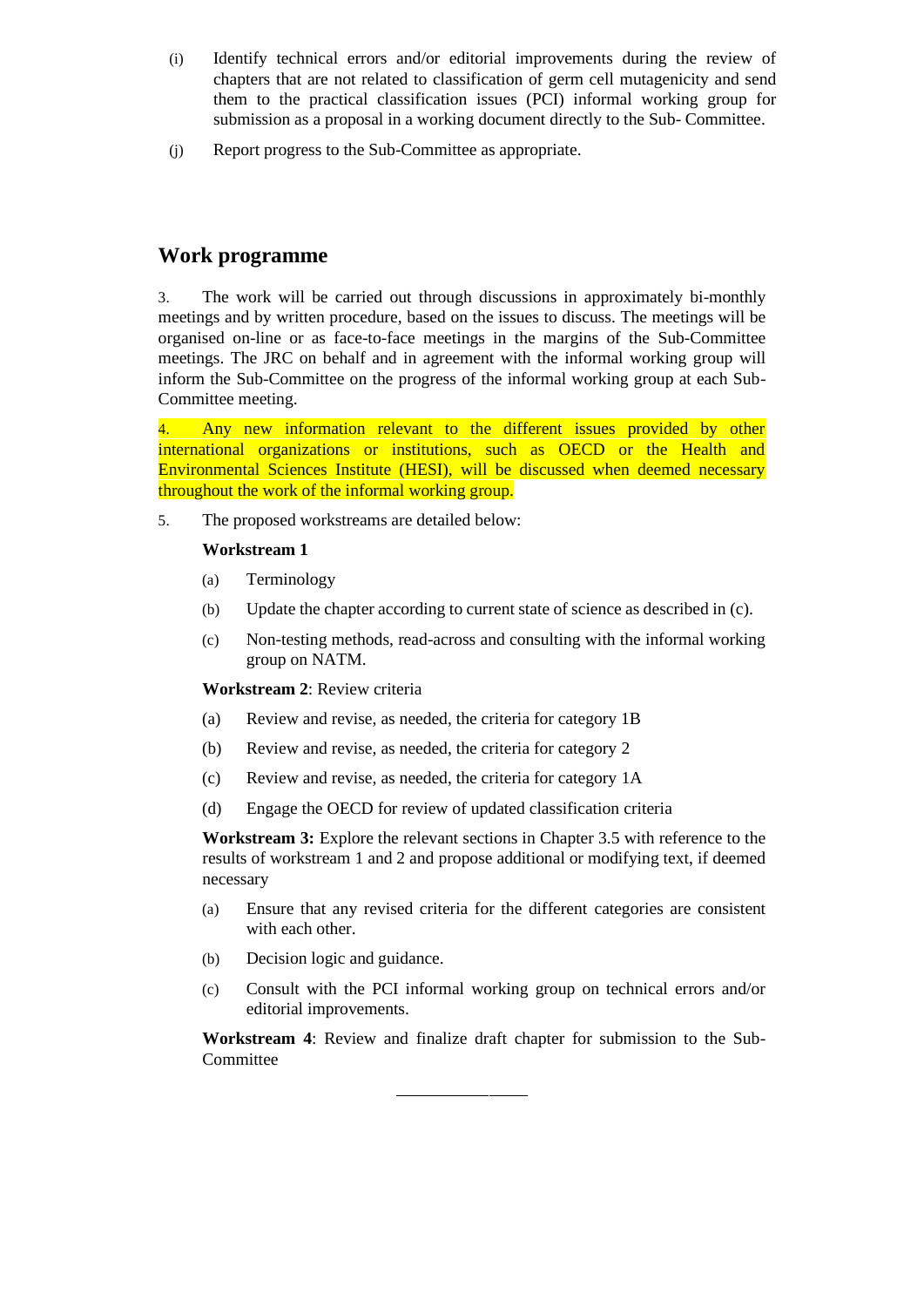(i) Identify technical errors and/or editorial improvements during the review of chapters that are not related to classification of germ cell mutagenicity and send them to the practical classification issues (PCI) informal working group for submission as a proposal in a working document directly to the Sub- Committee.

(j) Report progress to the Sub-Committee as appropriate.

## Work programme

3. The work will be carried out through discussions in approximately bi-monthly meetings and by written procedure, based on the issues to discuss. The meetings will be organised on-line or as face-to-face meetings in the margins of the Sub-Committee meetings. The JRC on behalf and in agreement with the informal working group will inform the Sub-Committee on the progress of the informal working group at each Sub-Committee meeting.

4. Any new information relevant to the different issues provided by other international organizations or institutions, such as OECD or the Health and Environmental Sciences Institute (HESI), will be discussed when deemed necessary throughout the work of the informal working group.

5. The proposed workstreams are detailed below:

**Workstream 1**

(a) Terminology

(b) Update the chapter according to current state of science as described in (c).

(c) Non-testing methods, read-across and consulting with the informal working group on NATM.

**Workstream 2**: Review criteria

(a) Review and revise, as needed, the criteria for category 1B

(b) Review and revise, as needed, the criteria for category 2

(c) Review and revise, as needed, the criteria for category 1A

(d) Engage the OECD for review of updated classification criteria

**Workstream 3:** Explore the relevant sections in Chapter 3.5 with reference to the results of workstream 1 and 2 and propose additional or modifying text, if deemed necessary

(a) Ensure that any revised criteria for the different categories are consistent with each other.

(b) Decision logic and guidance.

(c) Consult with the PCI informal working group on technical errors and/or editorial improvements.

**Workstream 4**: Review and finalize draft chapter for submission to the Sub-Committee

______________